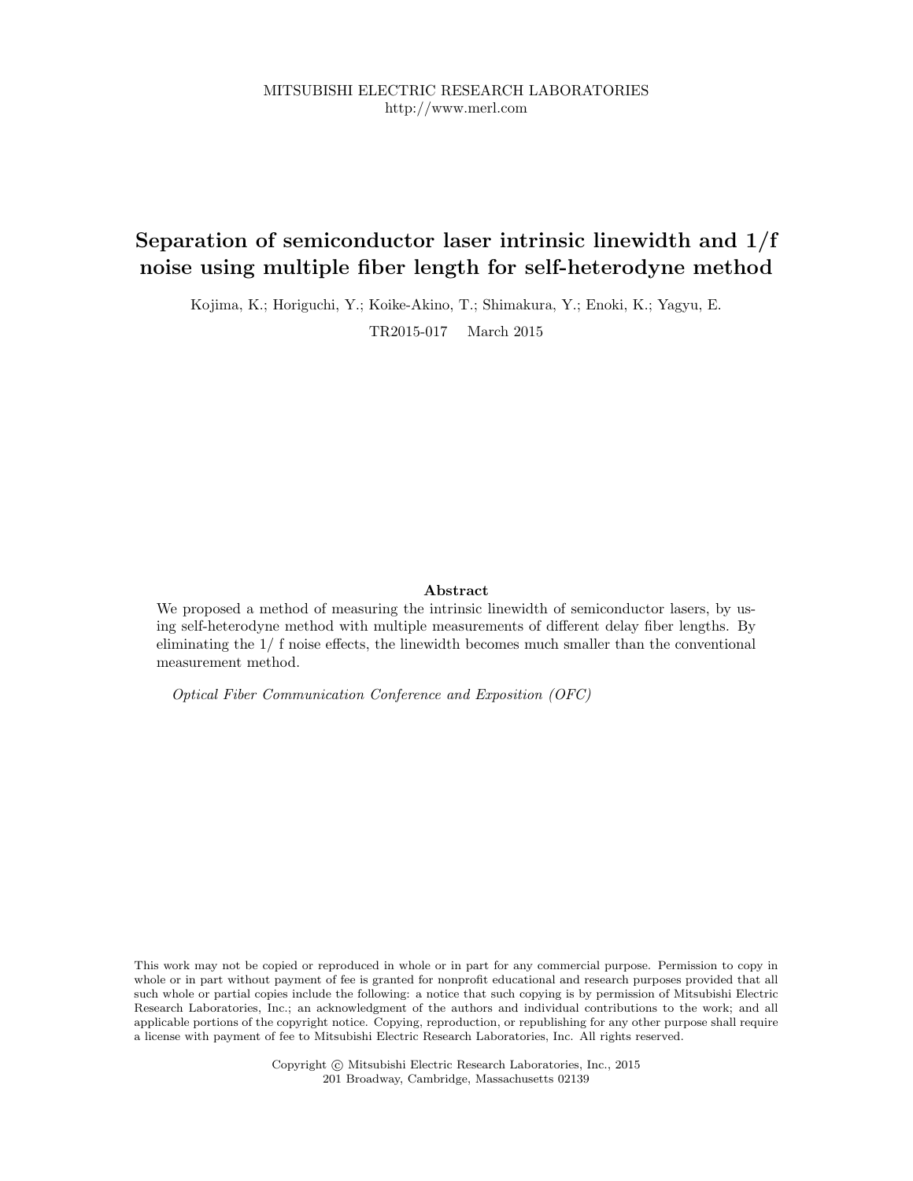MITSUBISHI ELECTRIC RESEARCH LABORATORIES
http://www.merl.com

# Separation of semiconductor laser intrinsic linewidth and 1/f noise using multiple fiber length for self-heterodyne method

Kojima, K.; Horiguchi, Y.; Koike-Akino, T.; Shimakura, Y.; Enoki, K.; Yagyu, E.

TR2015-017 March 2015

### Abstract

We proposed a method of measuring the intrinsic linewidth of semiconductor lasers, by using self-heterodyne method with multiple measurements of different delay fiber lengths. By eliminating the 1/ f noise effects, the linewidth becomes much smaller than the conventional measurement method.

*Optical Fiber Communication Conference and Exposition (OFC)*

This work may not be copied or reproduced in whole or in part for any commercial purpose. Permission to copy in whole or in part without payment of fee is granted for nonprofit educational and research purposes provided that all such whole or partial copies include the following: a notice that such copying is by permission of Mitsubishi Electric Research Laboratories, Inc.; an acknowledgment of the authors and individual contributions to the work; and all applicable portions of the copyright notice. Copying, reproduction, or republishing for any other purpose shall require a license with payment of fee to Mitsubishi Electric Research Laboratories, Inc. All rights reserved.

Copyright © Mitsubishi Electric Research Laboratories, Inc., 2015
201 Broadway, Cambridge, Massachusetts 02139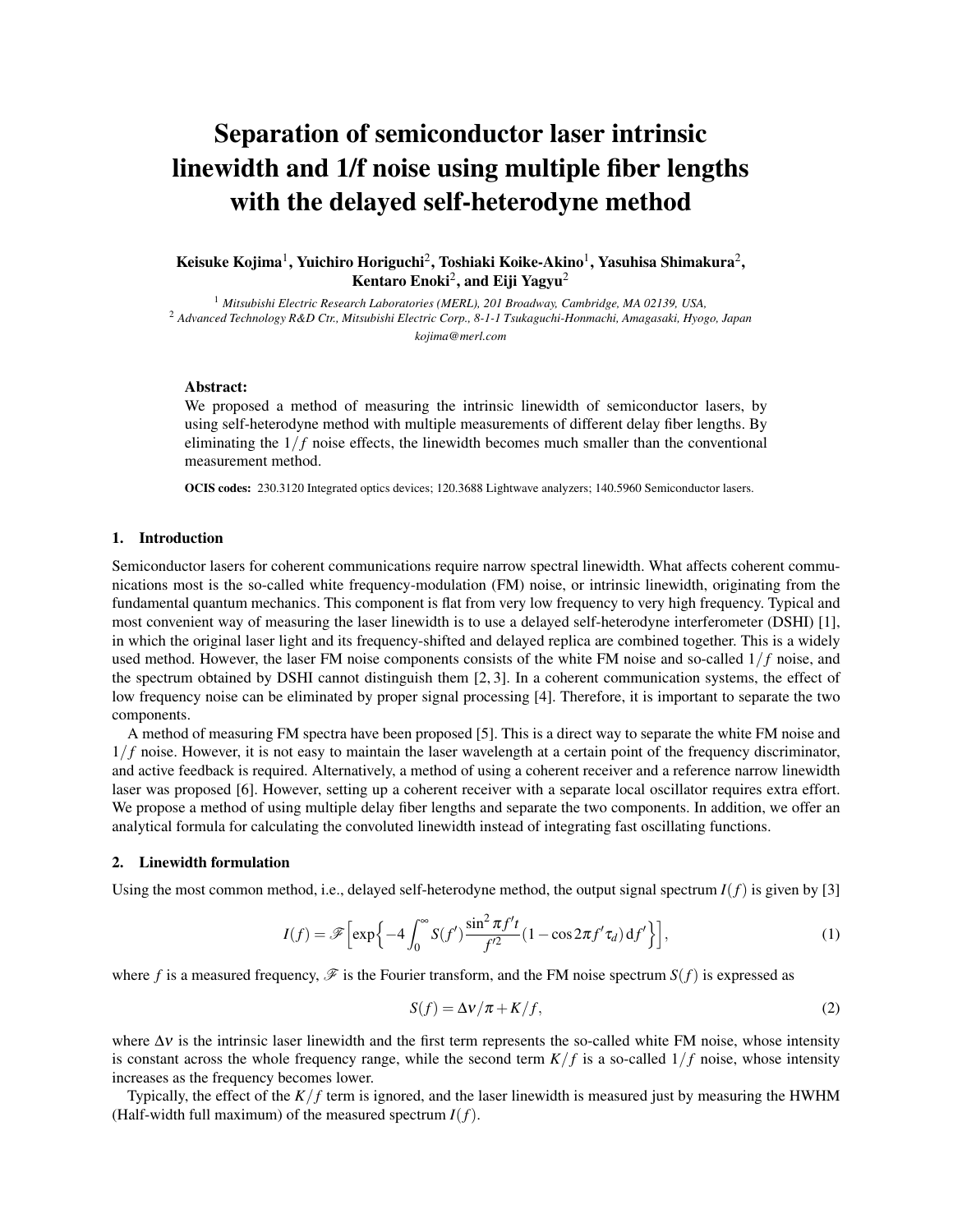# Separation of semiconductor laser intrinsic linewidth and 1/f noise using multiple fiber lengths with the delayed self-heterodyne method

**Keisuke Kojima**[1], **Yuichiro Horiguchi**[2], **Toshiaki Koike-Akino**[1], **Yasuhisa Shimakura**[2], **Kentaro Enoki**[2], **and Eiji Yagyu**[2]

[1] *Mitsubishi Electric Research Laboratories (MERL), 201 Broadway, Cambridge, MA 02139, USA,*
[2] *Advanced Technology R&D Ctr., Mitsubishi Electric Corp., 8-1-1 Tsukaguchi-Honmachi, Amagasaki, Hyogo, Japan*
*kojima@merl.com*

**Abstract:**
We proposed a method of measuring the intrinsic linewidth of semiconductor lasers, by using self-heterodyne method with multiple measurements of different delay fiber lengths. By eliminating the $1/f$ noise effects, the linewidth becomes much smaller than the conventional measurement method.

**OCIS codes:** 230.3120 Integrated optics devices; 120.3688 Lightwave analyzers; 140.5960 Semiconductor lasers.

## 1. Introduction

Semiconductor lasers for coherent communications require narrow spectral linewidth. What affects coherent communications most is the so-called white frequency-modulation (FM) noise, or intrinsic linewidth, originating from the fundamental quantum mechanics. This component is flat from very low frequency to very high frequency. Typical and most convenient way of measuring the laser linewidth is to use a delayed self-heterodyne interferometer (DSHI) [1], in which the original laser light and its frequency-shifted and delayed replica are combined together. This is a widely used method. However, the laser FM noise components consists of the white FM noise and so-called $1/f$ noise, and the spectrum obtained by DSHI cannot distinguish them [2, 3]. In a coherent communication systems, the effect of low frequency noise can be eliminated by proper signal processing [4]. Therefore, it is important to separate the two components.

A method of measuring FM spectra have been proposed [5]. This is a direct way to separate the white FM noise and $1/f$ noise. However, it is not easy to maintain the laser wavelength at a certain point of the frequency discriminator, and active feedback is required. Alternatively, a method of using a coherent receiver and a reference narrow linewidth laser was proposed [6]. However, setting up a coherent receiver with a separate local oscillator requires extra effort. We propose a method of using multiple delay fiber lengths and separate the two components. In addition, we offer an analytical formula for calculating the convoluted linewidth instead of integrating fast oscillating functions.

## 2. Linewidth formulation

Using the most common method, i.e., delayed self-heterodyne method, the output signal spectrum $I(f)$ is given by [3]

$$I(f) = \mathscr{F}\Big[\exp\Big\{-4\int_0^\infty S(f')\frac{\sin^2 \pi f' t}{f'^2}(1-\cos 2\pi f'\tau_d)\,\mathrm{d}f'\Big\}\Big], \tag{1}$$

where $f$ is a measured frequency, $\mathscr{F}$ is the Fourier transform, and the FM noise spectrum $S(f)$ is expressed as

$$S(f) = \Delta\nu/\pi + K/f, \tag{2}$$

where $\Delta\nu$ is the intrinsic laser linewidth and the first term represents the so-called white FM noise, whose intensity is constant across the whole frequency range, while the second term $K/f$ is a so-called $1/f$ noise, whose intensity increases as the frequency becomes lower.

Typically, the effect of the $K/f$ term is ignored, and the laser linewidth is measured just by measuring the HWHM (Half-width full maximum) of the measured spectrum $I(f)$.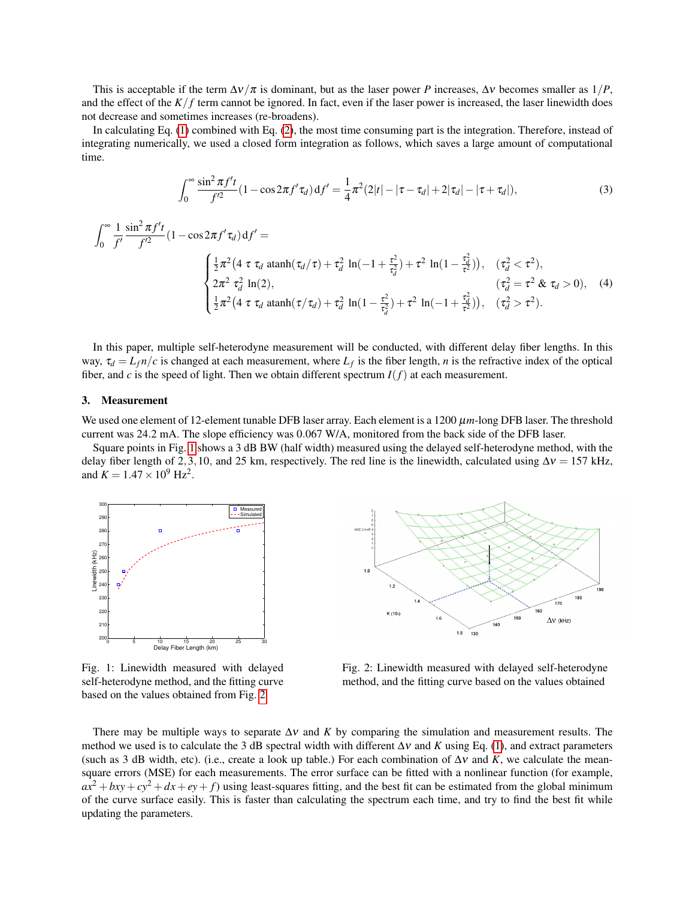This is acceptable if the term $\Delta\nu/\pi$ is dominant, but as the laser power $P$ increases, $\Delta\nu$ becomes smaller as $1/P$, and the effect of the $K/f$ term cannot be ignored. In fact, even if the laser power is increased, the laser linewidth does not decrease and sometimes increases (re-broadens).

In calculating Eq. (1) combined with Eq. (2), the most time consuming part is the integration. Therefore, instead of integrating numerically, we used a closed form integration as follows, which saves a large amount of computational time.

$$\int_0^\infty \frac{\sin^2 \pi f' t}{f'^2}(1-\cos 2\pi f' \tau_d)\,\mathrm{d}f' = \frac{1}{4}\pi^2(2|t| - |\tau - \tau_d| + 2|\tau_d| - |\tau + \tau_d|), \tag{3}$$

$$\int_0^\infty \frac{1}{f'}\frac{\sin^2 \pi f' t}{f'^2}(1-\cos 2\pi f' \tau_d)\,\mathrm{d}f' = \begin{cases} \frac{1}{2}\pi^2\big(4\,\tau\,\tau_d\ \mathrm{atanh}(\tau_d/\tau) + \tau_d^2\ \ln(-1+\frac{\tau^2}{\tau_d^2}) + \tau^2\ \ln(1-\frac{\tau_d^2}{\tau^2})\big), & (\tau_d^2 < \tau^2), \\ 2\pi^2\ \tau_d^2\ \ln(2), & (\tau_d^2 = \tau^2\ \&\ \tau_d > 0), \\ \frac{1}{2}\pi^2\big(4\,\tau\,\tau_d\ \mathrm{atanh}(\tau/\tau_d) + \tau_d^2\ \ln(1-\frac{\tau^2}{\tau_d^2}) + \tau^2\ \ln(-1+\frac{\tau_d^2}{\tau^2})\big), & (\tau_d^2 > \tau^2). \end{cases} \tag{4}$$

In this paper, multiple self-heterodyne measurement will be conducted, with different delay fiber lengths. In this way, $\tau_d = L_f n/c$ is changed at each measurement, where $L_f$ is the fiber length, $n$ is the refractive index of the optical fiber, and $c$ is the speed of light. Then we obtain different spectrum $I(f)$ at each measurement.

## 3. Measurement

We used one element of 12-element tunable DFB laser array. Each element is a 1200 $\mu m$-long DFB laser. The threshold current was 24.2 mA. The slope efficiency was 0.067 W/A, monitored from the back side of the DFB laser.

Square points in Fig. 1 shows a 3 dB BW (half width) measured using the delayed self-heterodyne method, with the delay fiber length of 2, 3, 10, and 25 km, respectively. The red line is the linewidth, calculated using $\Delta\nu = 157$ kHz, and $K = 1.47 \times 10^9$ Hz$^2$.

Fig. 1: Linewidth measured with delayed self-heterodyne method, and the fitting curve based on the values obtained from Fig. 2

Fig. 2: Linewidth measured with delayed self-heterodyne method, and the fitting curve based on the values obtained

There may be multiple ways to separate $\Delta\nu$ and $K$ by comparing the simulation and measurement results. The method we used is to calculate the 3 dB spectral width with different $\Delta\nu$ and $K$ using Eq. (1), and extract parameters (such as 3 dB width, etc). (i.e., create a look up table.) For each combination of $\Delta\nu$ and $K$, we calculate the mean-square errors (MSE) for each measurements. The error surface can be fitted with a nonlinear function (for example, $ax^2 + bxy + cy^2 + dx + ey + f$) using least-squares fitting, and the best fit can be estimated from the global minimum of the curve surface easily. This is faster than calculating the spectrum each time, and try to find the best fit while updating the parameters.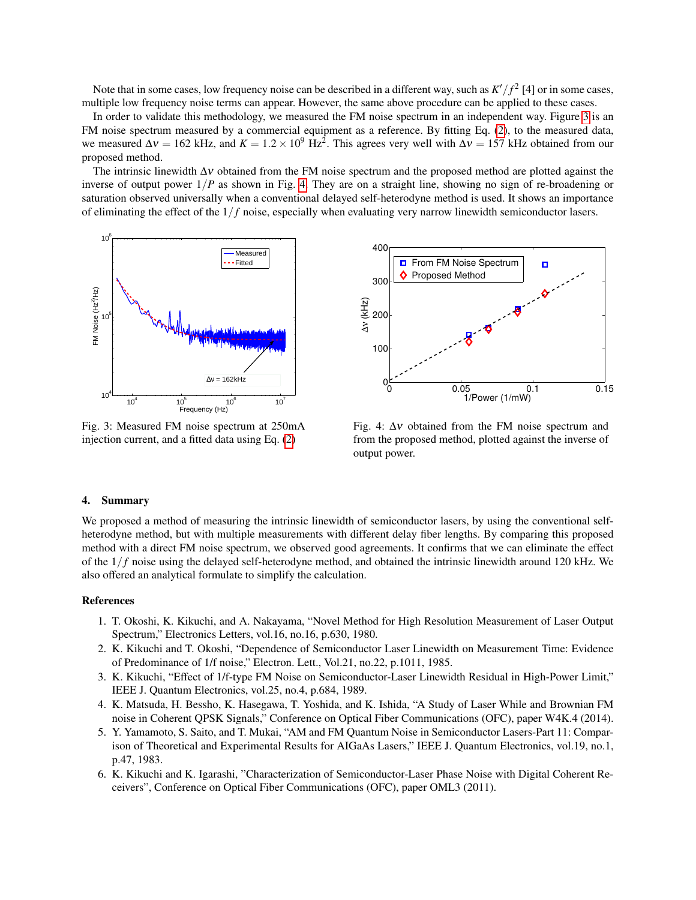Note that in some cases, low frequency noise can be described in a different way, such as $K'/f^2$ [4] or in some cases, multiple low frequency noise terms can appear. However, the same above procedure can be applied to these cases.

In order to validate this methodology, we measured the FM noise spectrum in an independent way. Figure 3 is an FM noise spectrum measured by a commercial equipment as a reference. By fitting Eq. (2), to the measured data, we measured $\Delta\nu = 162$ kHz, and $K = 1.2 \times 10^9$ Hz$^2$. This agrees very well with $\Delta\nu = 157$ kHz obtained from our proposed method.

The intrinsic linewidth $\Delta\nu$ obtained from the FM noise spectrum and the proposed method are plotted against the inverse of output power $1/P$ as shown in Fig. 4. They are on a straight line, showing no sign of re-broadening or saturation observed universally when a conventional delayed self-heterodyne method is used. It shows an importance of eliminating the effect of the $1/f$ noise, especially when evaluating very narrow linewidth semiconductor lasers.

FM Noise (Hz²/Hz)
10^6
10^5
10^4
Measured
Fitted
Δν = 162kHz
10^4
10^5
10^6
10^7
Frequency (Hz)

Fig. 3: Measured FM noise spectrum at 250mA injection current, and a fitted data using Eq. (2)

Δν (kHz)
400
300
200
100
0
From FM Noise Spectrum
Proposed Method
0
0.05
0.1
0.15
1/Power (1/mW)

Fig. 4: $\Delta\nu$ obtained from the FM noise spectrum and from the proposed method, plotted against the inverse of output power.

## 4. Summary

We proposed a method of measuring the intrinsic linewidth of semiconductor lasers, by using the conventional self-heterodyne method, but with multiple measurements with different delay fiber lengths. By comparing this proposed method with a direct FM noise spectrum, we observed good agreements. It confirms that we can eliminate the effect of the $1/f$ noise using the delayed self-heterodyne method, and obtained the intrinsic linewidth around 120 kHz. We also offered an analytical formulate to simplify the calculation.

## References

1. T. Okoshi, K. Kikuchi, and A. Nakayama, "Novel Method for High Resolution Measurement of Laser Output Spectrum," Electronics Letters, vol.16, no.16, p.630, 1980.
2. K. Kikuchi and T. Okoshi, "Dependence of Semiconductor Laser Linewidth on Measurement Time: Evidence of Predominance of 1/f noise," Electron. Lett., Vol.21, no.22, p.1011, 1985.
3. K. Kikuchi, "Effect of 1/f-type FM Noise on Semiconductor-Laser Linewidth Residual in High-Power Limit," IEEE J. Quantum Electronics, vol.25, no.4, p.684, 1989.
4. K. Matsuda, H. Bessho, K. Hasegawa, T. Yoshida, and K. Ishida, "A Study of Laser While and Brownian FM noise in Coherent QPSK Signals," Conference on Optical Fiber Communications (OFC), paper W4K.4 (2014).
5. Y. Yamamoto, S. Saito, and T. Mukai, "AM and FM Quantum Noise in Semiconductor Lasers-Part 11: Comparison of Theoretical and Experimental Results for AIGaAs Lasers," IEEE J. Quantum Electronics, vol.19, no.1, p.47, 1983.
6. K. Kikuchi and K. Igarashi, "Characterization of Semiconductor-Laser Phase Noise with Digital Coherent Receivers", Conference on Optical Fiber Communications (OFC), paper OML3 (2011).